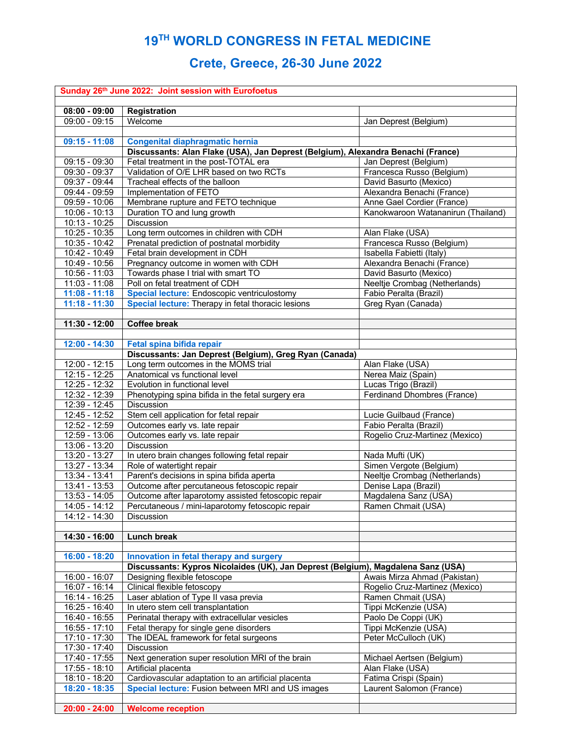# 19[TH] WORLD CONGRESS IN FETAL MEDICINE

## Crete, Greece, 26-30 June 2022

| Sunday 26th June 2022: Joint session with Eurofoetus | | |
|---|---|---|
| | | |
| **08:00 - 09:00** | **Registration** | |
| 09:00 - 09:15 | Welcome | Jan Deprest (Belgium) |
| | | |
| **09:15 - 11:08** | **Congenital diaphragmatic hernia** | |
| | **Discussants: Alan Flake (USA), Jan Deprest (Belgium), Alexandra Benachi (France)** | |
| 09:15 - 09:30 | Fetal treatment in the post-TOTAL era | Jan Deprest (Belgium) |
| 09:30 - 09:37 | Validation of O/E LHR based on two RCTs | Francesca Russo (Belgium) |
| 09:37 - 09:44 | Tracheal effects of the balloon | David Basurto (Mexico) |
| 09:44 - 09:59 | Implementation of FETO | Alexandra Benachi (France) |
| 09:59 - 10:06 | Membrane rupture and FETO technique | Anne Gael Cordier (France) |
| 10:06 - 10:13 | Duration TO and lung growth | Kanokwaroon Watananirun (Thailand) |
| 10:13 - 10:25 | Discussion | |
| 10:25 - 10:35 | Long term outcomes in children with CDH | Alan Flake (USA) |
| 10:35 - 10:42 | Prenatal prediction of postnatal morbidity | Francesca Russo (Belgium) |
| 10:42 - 10:49 | Fetal brain development in CDH | Isabella Fabietti (Italy) |
| 10:49 - 10:56 | Pregnancy outcome in women with CDH | Alexandra Benachi (France) |
| 10:56 - 11:03 | Towards phase I trial with smart TO | David Basurto (Mexico) |
| 11:03 - 11:08 | Poll on fetal treatment of CDH | Neeltje Crombag (Netherlands) |
| **11:08 - 11:18** | **Special lecture:** Endoscopic ventriculostomy | Fabio Peralta (Brazil) |
| **11:18 - 11:30** | **Special lecture:** Therapy in fetal thoracic lesions | Greg Ryan (Canada) |
| | | |
| **11:30 - 12:00** | **Coffee break** | |
| | | |
| **12:00 - 14:30** | **Fetal spina bifida repair** | |
| | **Discussants: Jan Deprest (Belgium), Greg Ryan (Canada)** | |
| 12:00 - 12:15 | Long term outcomes in the MOMS trial | Alan Flake (USA) |
| 12:15 - 12:25 | Anatomical vs functional level | Nerea Maiz (Spain) |
| 12:25 - 12:32 | Evolution in functional level | Lucas Trigo (Brazil) |
| 12:32 - 12:39 | Phenotyping spina bifida in the fetal surgery era | Ferdinand Dhombres (France) |
| 12:39 - 12:45 | Discussion | |
| 12:45 - 12:52 | Stem cell application for fetal repair | Lucie Guilbaud (France) |
| 12:52 - 12:59 | Outcomes early vs. late repair | Fabio Peralta (Brazil) |
| 12:59 - 13:06 | Outcomes early vs. late repair | Rogelio Cruz-Martinez (Mexico) |
| 13:06 - 13:20 | Discussion | |
| 13:20 - 13:27 | In utero brain changes following fetal repair | Nada Mufti (UK) |
| 13:27 - 13:34 | Role of watertight repair | Simen Vergote (Belgium) |
| 13:34 - 13:41 | Parent's decisions in spina bifida aperta | Neeltje Crombag (Netherlands) |
| 13:41 - 13:53 | Outcome after percutaneous fetoscopic repair | Denise Lapa (Brazil) |
| 13:53 - 14:05 | Outcome after laparotomy assisted fetoscopic repair | Magdalena Sanz (USA) |
| 14:05 - 14:12 | Percutaneous / mini-laparotomy fetoscopic repair | Ramen Chmait (USA) |
| 14:12 - 14:30 | Discussion | |
| | | |
| **14:30 - 16:00** | **Lunch break** | |
| | | |
| **16:00 - 18:20** | **Innovation in fetal therapy and surgery** | |
| | **Discussants: Kypros Nicolaides (UK), Jan Deprest (Belgium), Magdalena Sanz (USA)** | |
| 16:00 - 16:07 | Designing flexible fetoscope | Awais Mirza Ahmad (Pakistan) |
| 16:07 - 16:14 | Clinical flexible fetoscopy | Rogelio Cruz-Martinez (Mexico) |
| 16:14 - 16:25 | Laser ablation of Type II vasa previa | Ramen Chmait (USA) |
| 16:25 - 16:40 | In utero stem cell transplantation | Tippi McKenzie (USA) |
| 16:40 - 16:55 | Perinatal therapy with extracellular vesicles | Paolo De Coppi (UK) |
| 16:55 - 17:10 | Fetal therapy for single gene disorders | Tippi McKenzie (USA) |
| 17:10 - 17:30 | The IDEAL framework for fetal surgeons | Peter McCulloch (UK) |
| 17:30 - 17:40 | Discussion | |
| 17:40 - 17:55 | Next generation super resolution MRI of the brain | Michael Aertsen (Belgium) |
| 17:55 - 18:10 | Artificial placenta | Alan Flake (USA) |
| 18:10 - 18:20 | Cardiovascular adaptation to an artificial placenta | Fatima Crispi (Spain) |
| **18:20 - 18:35** | **Special lecture:** Fusion between MRI and US images | Laurent Salomon (France) |
| | | |
| **20:00 - 24:00** | **Welcome reception** | |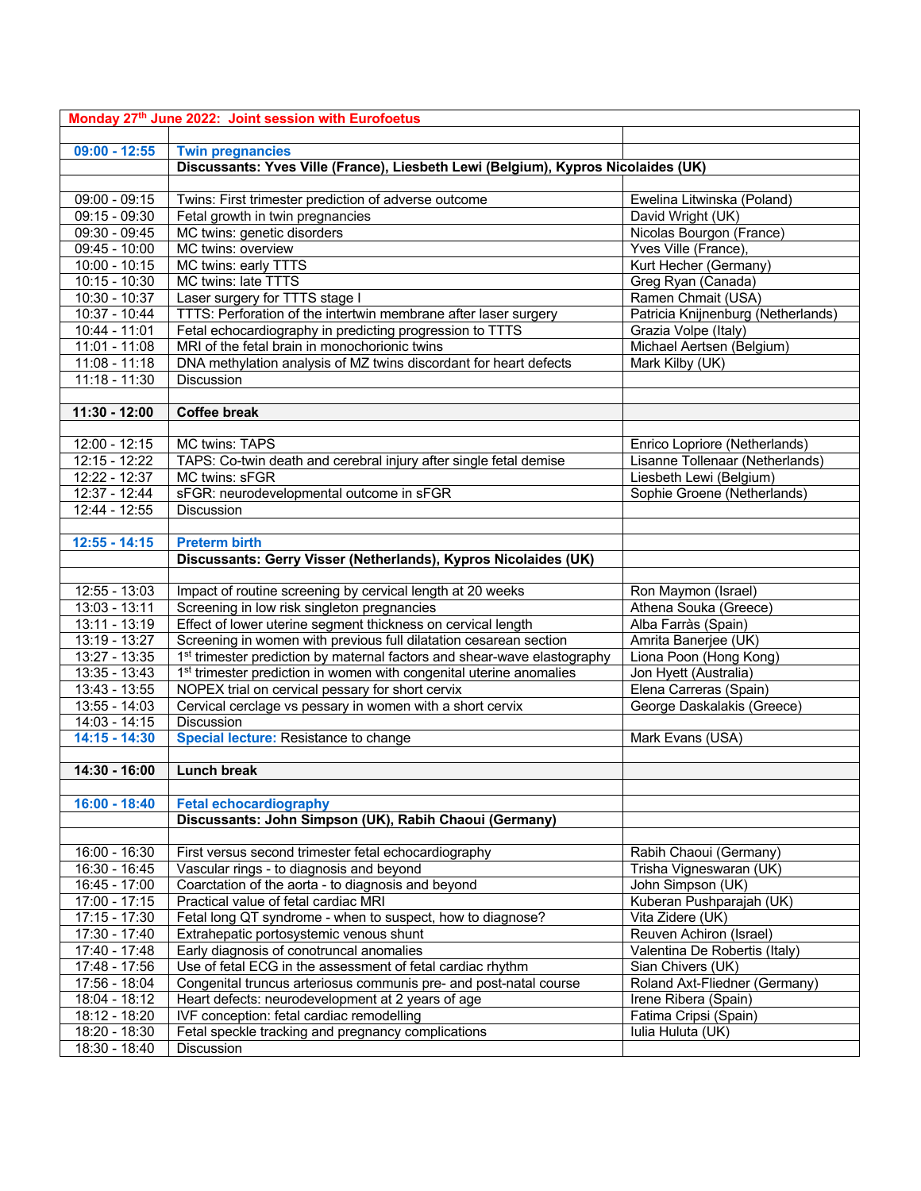| **Monday 27th June 2022: Joint session with Eurofoetus** | | |
|---|---|---|
| | | |
| **09:00 - 12:55** | **Twin pregnancies** | |
| | **Discussants: Yves Ville (France), Liesbeth Lewi (Belgium), Kypros Nicolaides (UK)** | |
| | | |
| 09:00 - 09:15 | Twins: First trimester prediction of adverse outcome | Ewelina Litwinska (Poland) |
| 09:15 - 09:30 | Fetal growth in twin pregnancies | David Wright (UK) |
| 09:30 - 09:45 | MC twins: genetic disorders | Nicolas Bourgon (France) |
| 09:45 - 10:00 | MC twins: overview | Yves Ville (France), |
| 10:00 - 10:15 | MC twins: early TTTS | Kurt Hecher (Germany) |
| 10:15 - 10:30 | MC twins: late TTTS | Greg Ryan (Canada) |
| 10:30 - 10:37 | Laser surgery for TTTS stage I | Ramen Chmait (USA) |
| 10:37 - 10:44 | TTTS: Perforation of the intertwin membrane after laser surgery | Patricia Knijnenburg (Netherlands) |
| 10:44 - 11:01 | Fetal echocardiography in predicting progression to TTTS | Grazia Volpe (Italy) |
| 11:01 - 11:08 | MRI of the fetal brain in monochorionic twins | Michael Aertsen (Belgium) |
| 11:08 - 11:18 | DNA methylation analysis of MZ twins discordant for heart defects | Mark Kilby (UK) |
| 11:18 - 11:30 | Discussion | |
| | | |
| **11:30 - 12:00** | **Coffee break** | |
| | | |
| 12:00 - 12:15 | MC twins: TAPS | Enrico Lopriore (Netherlands) |
| 12:15 - 12:22 | TAPS: Co-twin death and cerebral injury after single fetal demise | Lisanne Tollenaar (Netherlands) |
| 12:22 - 12:37 | MC twins: sFGR | Liesbeth Lewi (Belgium) |
| 12:37 - 12:44 | sFGR: neurodevelopmental outcome in sFGR | Sophie Groene (Netherlands) |
| 12:44 - 12:55 | Discussion | |
| | | |
| **12:55 - 14:15** | **Preterm birth** | |
| | **Discussants: Gerry Visser (Netherlands), Kypros Nicolaides (UK)** | |
| | | |
| 12:55 - 13:03 | Impact of routine screening by cervical length at 20 weeks | Ron Maymon (Israel) |
| 13:03 - 13:11 | Screening in low risk singleton pregnancies | Athena Souka (Greece) |
| 13:11 - 13:19 | Effect of lower uterine segment thickness on cervical length | Alba Farràs (Spain) |
| 13:19 - 13:27 | Screening in women with previous full dilatation cesarean section | Amrita Banerjee (UK) |
| 13:27 - 13:35 | 1st trimester prediction by maternal factors and shear-wave elastography | Liona Poon (Hong Kong) |
| 13:35 - 13:43 | 1st trimester prediction in women with congenital uterine anomalies | Jon Hyett (Australia) |
| 13:43 - 13:55 | NOPEX trial on cervical pessary for short cervix | Elena Carreras (Spain) |
| 13:55 - 14:03 | Cervical cerclage vs pessary in women with a short cervix | George Daskalakis (Greece) |
| 14:03 - 14:15 | Discussion | |
| **14:15 - 14:30** | **Special lecture:** Resistance to change | Mark Evans (USA) |
| | | |
| **14:30 - 16:00** | **Lunch break** | |
| | | |
| **16:00 - 18:40** | **Fetal echocardiography** | |
| | **Discussants: John Simpson (UK), Rabih Chaoui (Germany)** | |
| | | |
| 16:00 - 16:30 | First versus second trimester fetal echocardiography | Rabih Chaoui (Germany) |
| 16:30 - 16:45 | Vascular rings - to diagnosis and beyond | Trisha Vigneswaran (UK) |
| 16:45 - 17:00 | Coarctation of the aorta - to diagnosis and beyond | John Simpson (UK) |
| 17:00 - 17:15 | Practical value of fetal cardiac MRI | Kuberan Pushparajah (UK) |
| 17:15 - 17:30 | Fetal long QT syndrome - when to suspect, how to diagnose? | Vita Zidere (UK) |
| 17:30 - 17:40 | Extrahepatic portosystemic venous shunt | Reuven Achiron (Israel) |
| 17:40 - 17:48 | Early diagnosis of conotruncal anomalies | Valentina De Robertis (Italy) |
| 17:48 - 17:56 | Use of fetal ECG in the assessment of fetal cardiac rhythm | Sian Chivers (UK) |
| 17:56 - 18:04 | Congenital truncus arteriosus communis pre- and post-natal course | Roland Axt-Fliedner (Germany) |
| 18:04 - 18:12 | Heart defects: neurodevelopment at 2 years of age | Irene Ribera (Spain) |
| 18:12 - 18:20 | IVF conception: fetal cardiac remodelling | Fatima Cripsi (Spain) |
| 18:20 - 18:30 | Fetal speckle tracking and pregnancy complications | Iulia Huluta (UK) |
| 18:30 - 18:40 | Discussion | |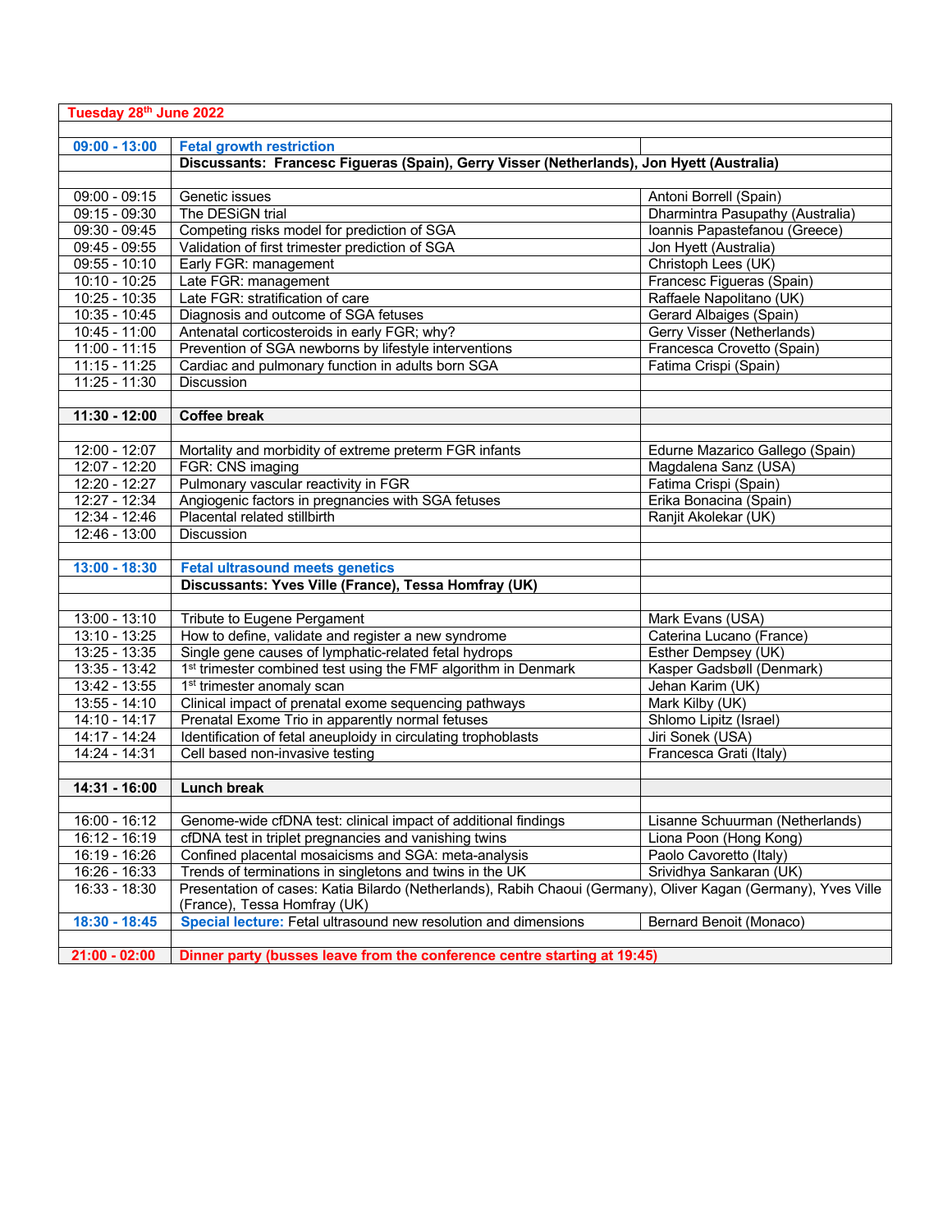| Tuesday 28th June 2022 | | |
|---|---|---|
| | | |
| **09:00 - 13:00** | **Fetal growth restriction** | |
| | **Discussants: Francesc Figueras (Spain), Gerry Visser (Netherlands), Jon Hyett (Australia)** | |
| | | |
| 09:00 - 09:15 | Genetic issues | Antoni Borrell (Spain) |
| 09:15 - 09:30 | The DESiGN trial | Dharmintra Pasupathy (Australia) |
| 09:30 - 09:45 | Competing risks model for prediction of SGA | Ioannis Papastefanou (Greece) |
| 09:45 - 09:55 | Validation of first trimester prediction of SGA | Jon Hyett (Australia) |
| 09:55 - 10:10 | Early FGR: management | Christoph Lees (UK) |
| 10:10 - 10:25 | Late FGR: management | Francesc Figueras (Spain) |
| 10:25 - 10:35 | Late FGR: stratification of care | Raffaele Napolitano (UK) |
| 10:35 - 10:45 | Diagnosis and outcome of SGA fetuses | Gerard Albaiges (Spain) |
| 10:45 - 11:00 | Antenatal corticosteroids in early FGR; why? | Gerry Visser (Netherlands) |
| 11:00 - 11:15 | Prevention of SGA newborns by lifestyle interventions | Francesca Crovetto (Spain) |
| 11:15 - 11:25 | Cardiac and pulmonary function in adults born SGA | Fatima Crispi (Spain) |
| 11:25 - 11:30 | Discussion | |
| | | |
| **11:30 - 12:00** | **Coffee break** | |
| | | |
| 12:00 - 12:07 | Mortality and morbidity of extreme preterm FGR infants | Edurne Mazarico Gallego (Spain) |
| 12:07 - 12:20 | FGR: CNS imaging | Magdalena Sanz (USA) |
| 12:20 - 12:27 | Pulmonary vascular reactivity in FGR | Fatima Crispi (Spain) |
| 12:27 - 12:34 | Angiogenic factors in pregnancies with SGA fetuses | Erika Bonacina (Spain) |
| 12:34 - 12:46 | Placental related stillbirth | Ranjit Akolekar (UK) |
| 12:46 - 13:00 | Discussion | |
| | | |
| **13:00 - 18:30** | **Fetal ultrasound meets genetics** | |
| | **Discussants: Yves Ville (France), Tessa Homfray (UK)** | |
| | | |
| 13:00 - 13:10 | Tribute to Eugene Pergament | Mark Evans (USA) |
| 13:10 - 13:25 | How to define, validate and register a new syndrome | Caterina Lucano (France) |
| 13:25 - 13:35 | Single gene causes of lymphatic-related fetal hydrops | Esther Dempsey (UK) |
| 13:35 - 13:42 | 1st trimester combined test using the FMF algorithm in Denmark | Kasper Gadsbøll (Denmark) |
| 13:42 - 13:55 | 1st trimester anomaly scan | Jehan Karim (UK) |
| 13:55 - 14:10 | Clinical impact of prenatal exome sequencing pathways | Mark Kilby (UK) |
| 14:10 - 14:17 | Prenatal Exome Trio in apparently normal fetuses | Shlomo Lipitz (Israel) |
| 14:17 - 14:24 | Identification of fetal aneuploidy in circulating trophoblasts | Jiri Sonek (USA) |
| 14:24 - 14:31 | Cell based non-invasive testing | Francesca Grati (Italy) |
| | | |
| **14:31 - 16:00** | **Lunch break** | |
| | | |
| 16:00 - 16:12 | Genome-wide cfDNA test: clinical impact of additional findings | Lisanne Schuurman (Netherlands) |
| 16:12 - 16:19 | cfDNA test in triplet pregnancies and vanishing twins | Liona Poon (Hong Kong) |
| 16:19 - 16:26 | Confined placental mosaicisms and SGA: meta-analysis | Paolo Cavoretto (Italy) |
| 16:26 - 16:33 | Trends of terminations in singletons and twins in the UK | Srividhya Sankaran (UK) |
| 16:33 - 18:30 | Presentation of cases: Katia Bilardo (Netherlands), Rabih Chaoui (Germany), Oliver Kagan (Germany), Yves Ville (France), Tessa Homfray (UK) | |
| **18:30 - 18:45** | **Special lecture:** Fetal ultrasound new resolution and dimensions | Bernard Benoit (Monaco) |
| | | |
| **21:00 - 02:00** | **Dinner party (busses leave from the conference centre starting at 19:45)** | |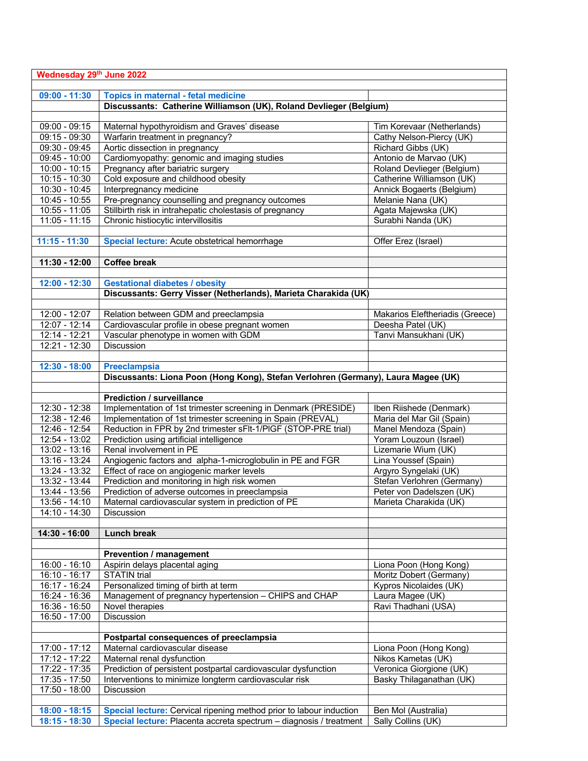| Wednesday 29th June 2022 | | |
|---|---|---|
| | | |
| **09:00 - 11:30** | **Topics in maternal - fetal medicine** | |
| | **Discussants: Catherine Williamson (UK), Roland Devlieger (Belgium)** | |
| | | |
| 09:00 - 09:15 | Maternal hypothyroidism and Graves' disease | Tim Korevaar (Netherlands) |
| 09:15 - 09:30 | Warfarin treatment in pregnancy? | Cathy Nelson-Piercy (UK) |
| 09:30 - 09:45 | Aortic dissection in pregnancy | Richard Gibbs (UK) |
| 09:45 - 10:00 | Cardiomyopathy: genomic and imaging studies | Antonio de Marvao (UK) |
| 10:00 - 10:15 | Pregnancy after bariatric surgery | Roland Devlieger (Belgium) |
| 10:15 - 10:30 | Cold exposure and childhood obesity | Catherine Williamson (UK) |
| 10:30 - 10:45 | Interpregnancy medicine | Annick Bogaerts (Belgium) |
| 10:45 - 10:55 | Pre-pregnancy counselling and pregnancy outcomes | Melanie Nana (UK) |
| 10:55 - 11:05 | Stillbirth risk in intrahepatic cholestasis of pregnancy | Agata Majewska (UK) |
| 11:05 - 11:15 | Chronic histiocytic intervillositis | Surabhi Nanda (UK) |
| | | |
| **11:15 - 11:30** | **Special lecture:** Acute obstetrical hemorrhage | Offer Erez (Israel) |
| | | |
| **11:30 - 12:00** | **Coffee break** | |
| | | |
| **12:00 - 12:30** | **Gestational diabetes / obesity** | |
| | **Discussants: Gerry Visser (Netherlands), Marieta Charakida (UK)** | |
| | | |
| 12:00 - 12:07 | Relation between GDM and preeclampsia | Makarios Eleftheriadis (Greece) |
| 12:07 - 12:14 | Cardiovascular profile in obese pregnant women | Deesha Patel (UK) |
| 12:14 - 12:21 | Vascular phenotype in women with GDM | Tanvi Mansukhani (UK) |
| 12:21 - 12:30 | Discussion | |
| | | |
| **12:30 - 18:00** | **Preeclampsia** | |
| | **Discussants: Liona Poon (Hong Kong), Stefan Verlohren (Germany), Laura Magee (UK)** | |
| | | |
| | **Prediction / surveillance** | |
| 12:30 - 12:38 | Implementation of 1st trimester screening in Denmark (PRESIDE) | Iben Riishede (Denmark) |
| 12:38 - 12:46 | Implementation of 1st trimester screening in Spain (PREVAL) | Maria del Mar Gil (Spain) |
| 12:46 - 12:54 | Reduction in FPR by 2nd trimester sFlt-1/PlGF (STOP-PRE trial) | Manel Mendoza (Spain) |
| 12:54 - 13:02 | Prediction using artificial intelligence | Yoram Louzoun (Israel) |
| 13:02 - 13:16 | Renal involvement in PE | Lizemarie Wium (UK) |
| 13:16 - 13:24 | Angiogenic factors and alpha-1-microglobulin in PE and FGR | Lina Youssef (Spain) |
| 13:24 - 13:32 | Effect of race on angiogenic marker levels | Argyro Syngelaki (UK) |
| 13:32 - 13:44 | Prediction and monitoring in high risk women | Stefan Verlohren (Germany) |
| 13:44 - 13:56 | Prediction of adverse outcomes in preeclampsia | Peter von Dadelszen (UK) |
| 13:56 - 14:10 | Maternal cardiovascular system in prediction of PE | Marieta Charakida (UK) |
| 14:10 - 14:30 | Discussion | |
| | | |
| **14:30 - 16:00** | **Lunch break** | |
| | | |
| | **Prevention / management** | |
| 16:00 - 16:10 | Aspirin delays placental aging | Liona Poon (Hong Kong) |
| 16:10 - 16:17 | STATIN trial | Moritz Dobert (Germany) |
| 16:17 - 16:24 | Personalized timing of birth at term | Kypros Nicolaides (UK) |
| 16:24 - 16:36 | Management of pregnancy hypertension – CHIPS and CHAP | Laura Magee (UK) |
| 16:36 - 16:50 | Novel therapies | Ravi Thadhani (USA) |
| 16:50 - 17:00 | Discussion | |
| | | |
| | **Postpartal consequences of preeclampsia** | |
| 17:00 - 17:12 | Maternal cardiovascular disease | Liona Poon (Hong Kong) |
| 17:12 - 17:22 | Maternal renal dysfunction | Nikos Kametas (UK) |
| 17:22 - 17:35 | Prediction of persistent postpartal cardiovascular dysfunction | Veronica Giorgione (UK) |
| 17:35 - 17:50 | Interventions to minimize longterm cardiovascular risk | Basky Thilaganathan (UK) |
| 17:50 - 18:00 | Discussion | |
| | | |
| **18:00 - 18:15** | **Special lecture:** Cervical ripening method prior to labour induction | Ben Mol (Australia) |
| **18:15 - 18:30** | **Special lecture:** Placenta accreta spectrum – diagnosis / treatment | Sally Collins (UK) |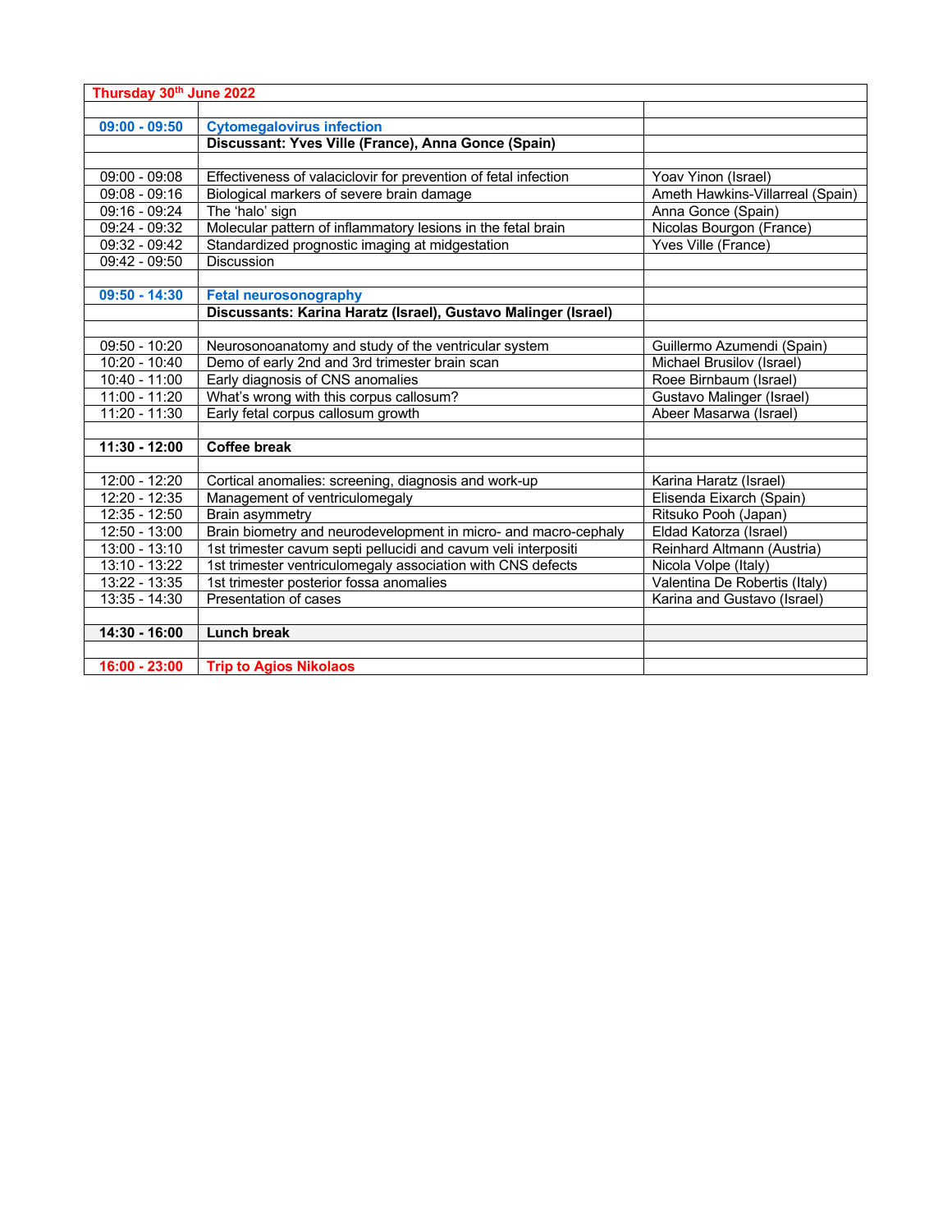| Thursday 30th June 2022 | | |
|---|---|---|
| | | |
| **09:00 - 09:50** | **Cytomegalovirus infection** | |
| | **Discussant: Yves Ville (France), Anna Gonce (Spain)** | |
| | | |
| 09:00 - 09:08 | Effectiveness of valaciclovir for prevention of fetal infection | Yoav Yinon (Israel) |
| 09:08 - 09:16 | Biological markers of severe brain damage | Ameth Hawkins-Villarreal (Spain) |
| 09:16 - 09:24 | The ‘halo’ sign | Anna Gonce (Spain) |
| 09:24 - 09:32 | Molecular pattern of inflammatory lesions in the fetal brain | Nicolas Bourgon (France) |
| 09:32 - 09:42 | Standardized prognostic imaging at midgestation | Yves Ville (France) |
| 09:42 - 09:50 | Discussion | |
| | | |
| **09:50 - 14:30** | **Fetal neurosonography** | |
| | **Discussants: Karina Haratz (Israel), Gustavo Malinger (Israel)** | |
| | | |
| 09:50 - 10:20 | Neurosonoanatomy and study of the ventricular system | Guillermo Azumendi (Spain) |
| 10:20 - 10:40 | Demo of early 2nd and 3rd trimester brain scan | Michael Brusilov (Israel) |
| 10:40 - 11:00 | Early diagnosis of CNS anomalies | Roee Birnbaum (Israel) |
| 11:00 - 11:20 | What’s wrong with this corpus callosum? | Gustavo Malinger (Israel) |
| 11:20 - 11:30 | Early fetal corpus callosum growth | Abeer Masarwa (Israel) |
| | | |
| **11:30 - 12:00** | **Coffee break** | |
| | | |
| 12:00 - 12:20 | Cortical anomalies: screening, diagnosis and work-up | Karina Haratz (Israel) |
| 12:20 - 12:35 | Management of ventriculomegaly | Elisenda Eixarch (Spain) |
| 12:35 - 12:50 | Brain asymmetry | Ritsuko Pooh (Japan) |
| 12:50 - 13:00 | Brain biometry and neurodevelopment in micro- and macro-cephaly | Eldad Katorza (Israel) |
| 13:00 - 13:10 | 1st trimester cavum septi pellucidi and cavum veli interpositi | Reinhard Altmann (Austria) |
| 13:10 - 13:22 | 1st trimester ventriculomegaly association with CNS defects | Nicola Volpe (Italy) |
| 13:22 - 13:35 | 1st trimester posterior fossa anomalies | Valentina De Robertis (Italy) |
| 13:35 - 14:30 | Presentation of cases | Karina and Gustavo (Israel) |
| | | |
| **14:30 - 16:00** | **Lunch break** | |
| | | |
| **16:00 - 23:00** | **Trip to Agios Nikolaos** | |